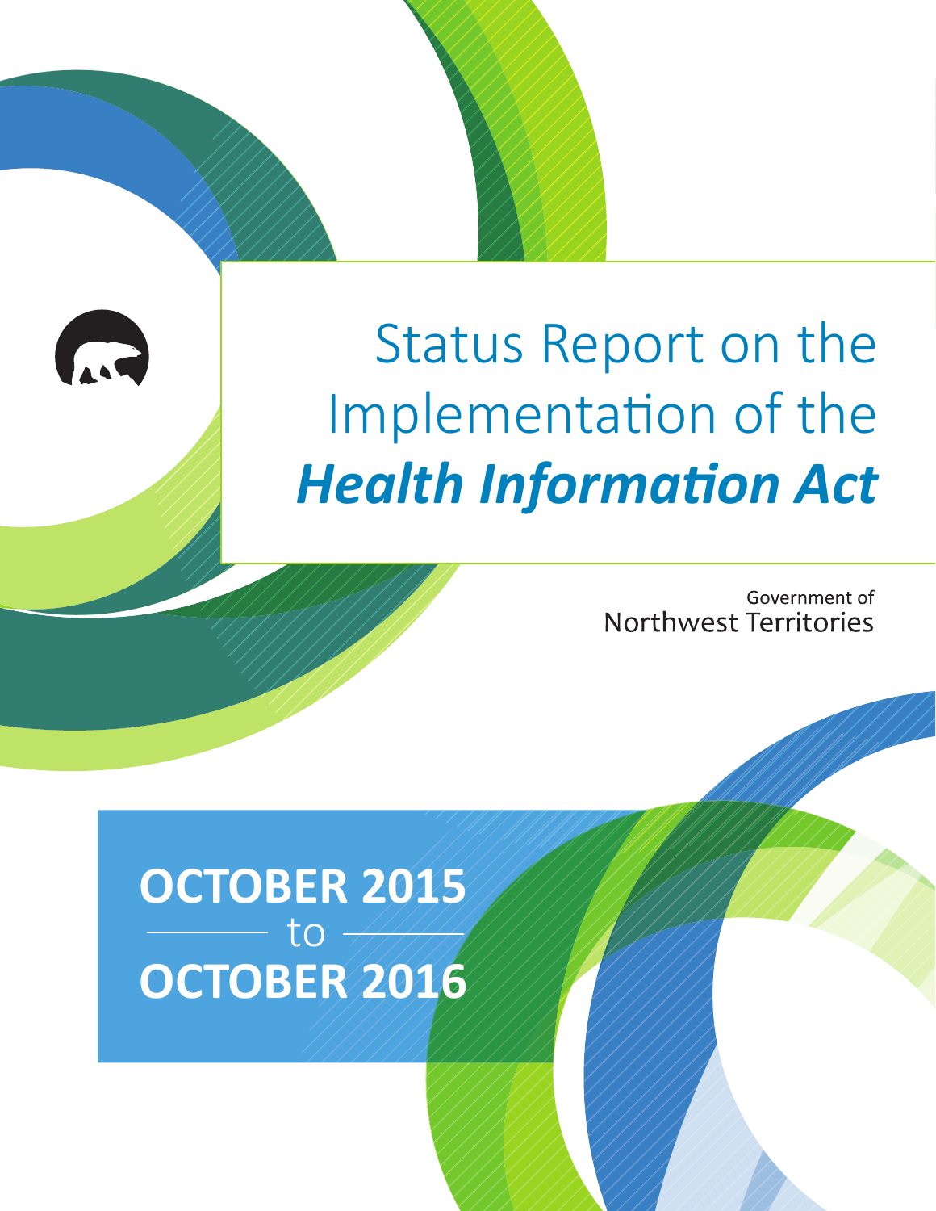# Status Report on the Implementation of the ***Health Information Act***

Government of
Northwest Territories

**OCTOBER 2015**
to
**OCTOBER 2016**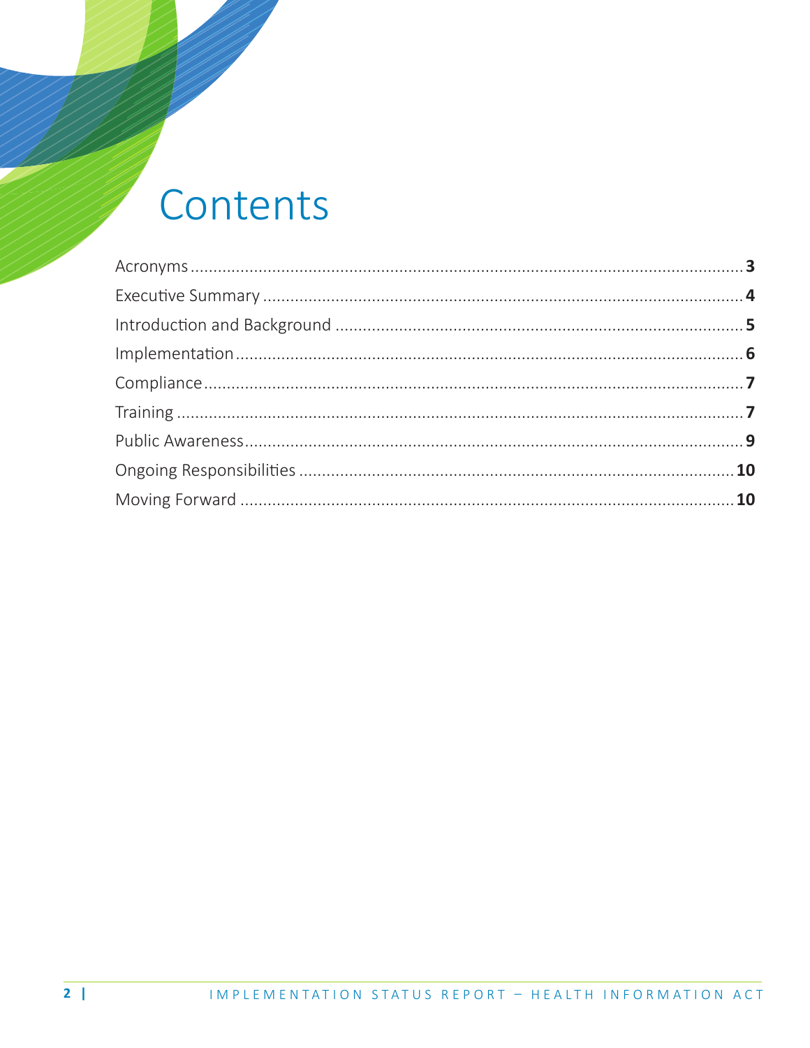# Contents

| | |
|---|---|
| Acronyms | **3** |
| Executive Summary | **4** |
| Introduction and Background | **5** |
| Implementation | **6** |
| Compliance | **7** |
| Training | **7** |
| Public Awareness | **9** |
| Ongoing Responsibilities | **10** |
| Moving Forward | **10** |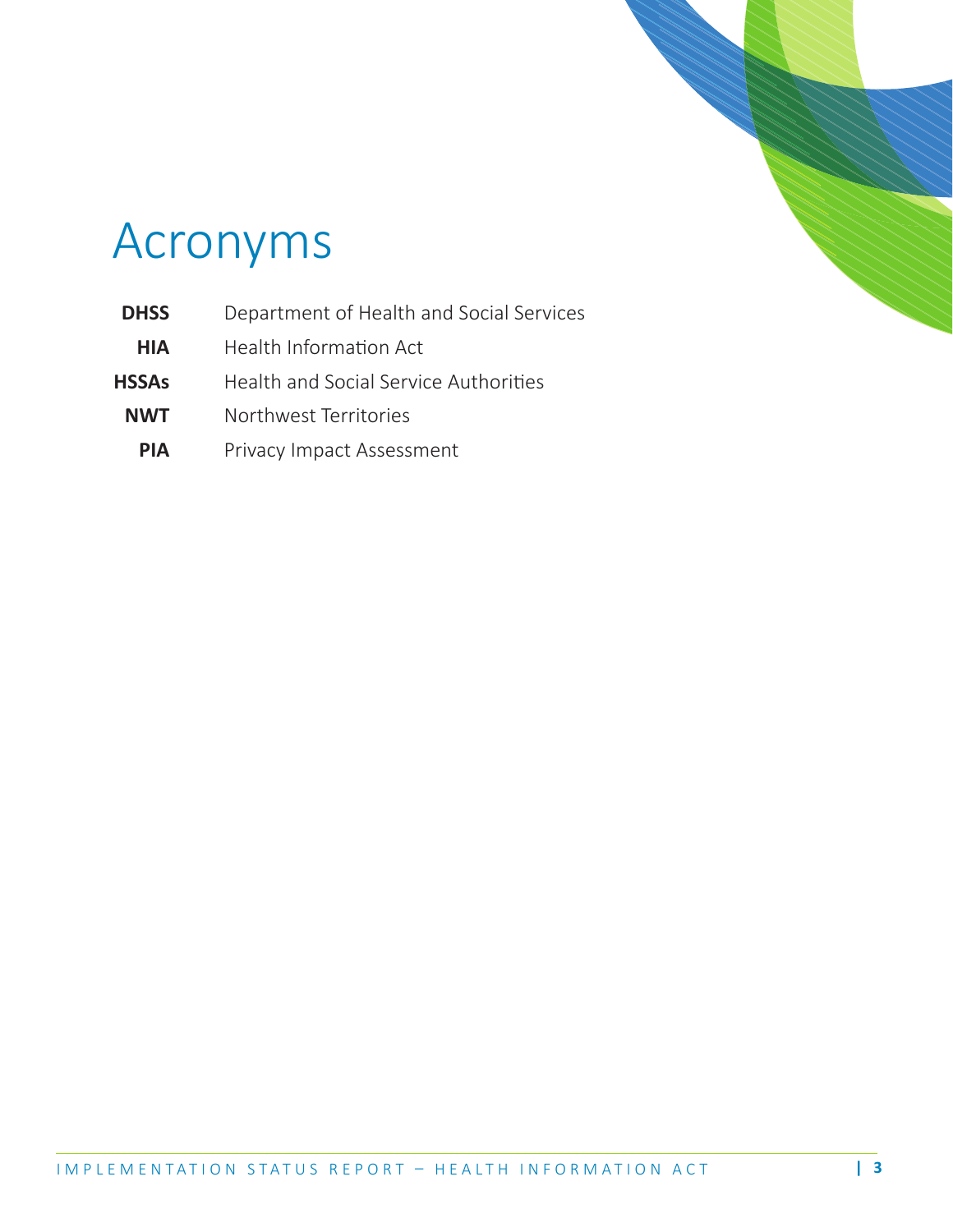# Acronyms

| | |
|---|---|
| **DHSS** | Department of Health and Social Services |
| **HIA** | Health Information Act |
| **HSSAs** | Health and Social Service Authorities |
| **NWT** | Northwest Territories |
| **PIA** | Privacy Impact Assessment |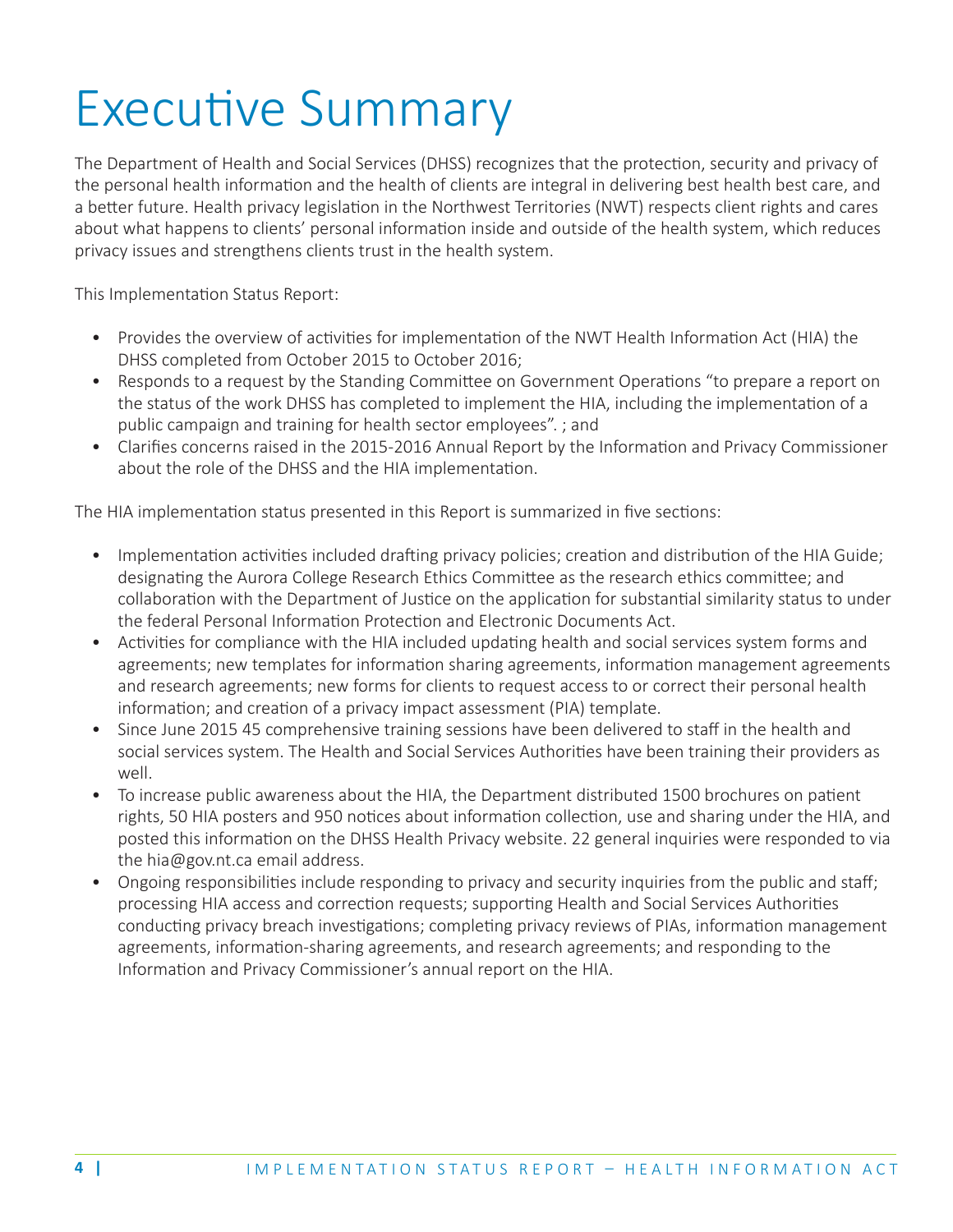# Executive Summary

The Department of Health and Social Services (DHSS) recognizes that the protection, security and privacy of the personal health information and the health of clients are integral in delivering best health best care, and a better future. Health privacy legislation in the Northwest Territories (NWT) respects client rights and cares about what happens to clients' personal information inside and outside of the health system, which reduces privacy issues and strengthens clients trust in the health system.

This Implementation Status Report:

- Provides the overview of activities for implementation of the NWT Health Information Act (HIA) the DHSS completed from October 2015 to October 2016;
- Responds to a request by the Standing Committee on Government Operations "to prepare a report on the status of the work DHSS has completed to implement the HIA, including the implementation of a public campaign and training for health sector employees". ; and
- Clarifies concerns raised in the 2015-2016 Annual Report by the Information and Privacy Commissioner about the role of the DHSS and the HIA implementation.

The HIA implementation status presented in this Report is summarized in five sections:

- Implementation activities included drafting privacy policies; creation and distribution of the HIA Guide; designating the Aurora College Research Ethics Committee as the research ethics committee; and collaboration with the Department of Justice on the application for substantial similarity status to under the federal Personal Information Protection and Electronic Documents Act.
- Activities for compliance with the HIA included updating health and social services system forms and agreements; new templates for information sharing agreements, information management agreements and research agreements; new forms for clients to request access to or correct their personal health information; and creation of a privacy impact assessment (PIA) template.
- Since June 2015 45 comprehensive training sessions have been delivered to staff in the health and social services system. The Health and Social Services Authorities have been training their providers as well.
- To increase public awareness about the HIA, the Department distributed 1500 brochures on patient rights, 50 HIA posters and 950 notices about information collection, use and sharing under the HIA, and posted this information on the DHSS Health Privacy website. 22 general inquiries were responded to via the hia@gov.nt.ca email address.
- Ongoing responsibilities include responding to privacy and security inquiries from the public and staff; processing HIA access and correction requests; supporting Health and Social Services Authorities conducting privacy breach investigations; completing privacy reviews of PIAs, information management agreements, information-sharing agreements, and research agreements; and responding to the Information and Privacy Commissioner's annual report on the HIA.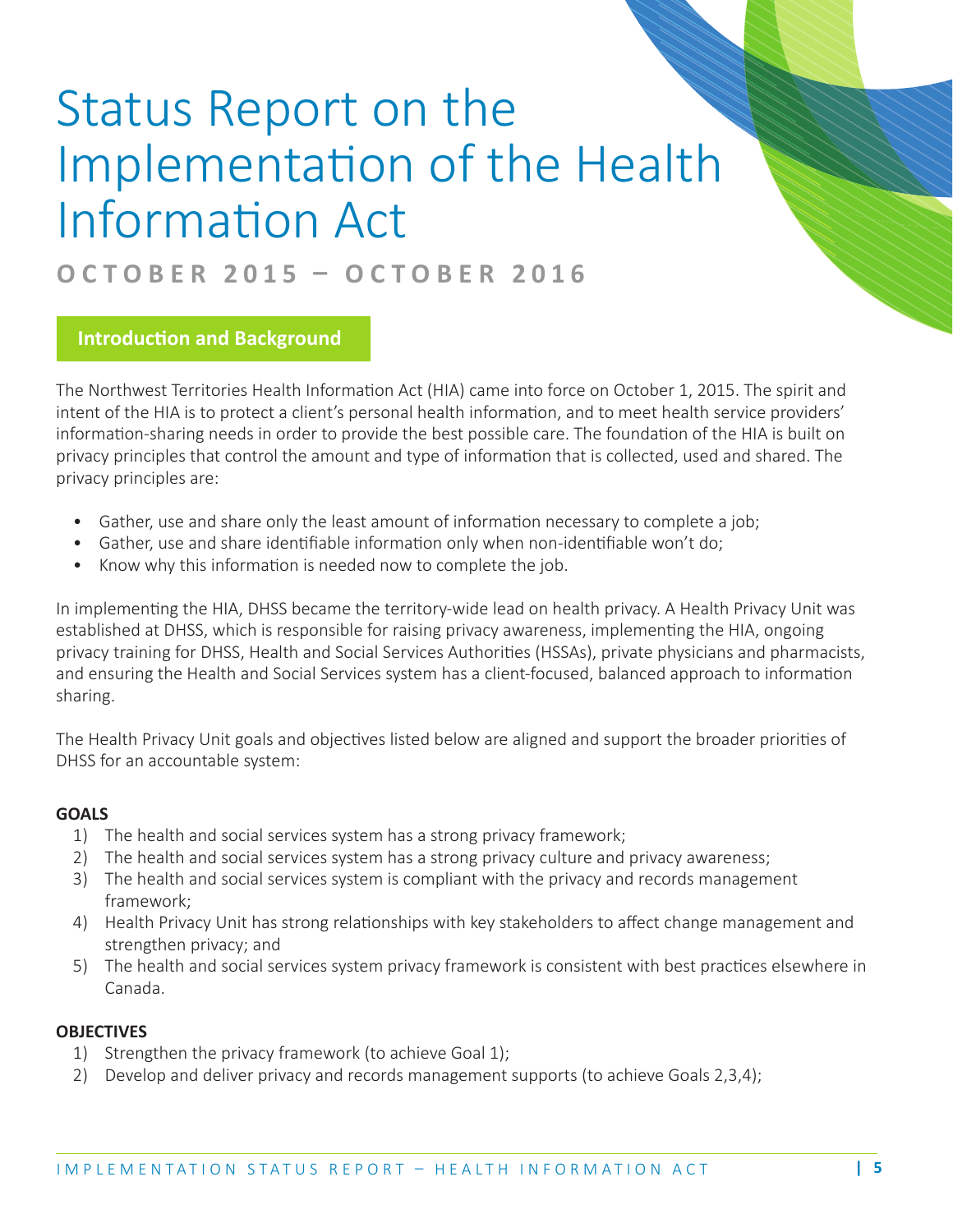# Status Report on the Implementation of the Health Information Act

**OCTOBER 2015 – OCTOBER 2016**

## Introduction and Background

The Northwest Territories Health Information Act (HIA) came into force on October 1, 2015. The spirit and intent of the HIA is to protect a client's personal health information, and to meet health service providers' information-sharing needs in order to provide the best possible care. The foundation of the HIA is built on privacy principles that control the amount and type of information that is collected, used and shared. The privacy principles are:

- Gather, use and share only the least amount of information necessary to complete a job;
- Gather, use and share identifiable information only when non-identifiable won't do;
- Know why this information is needed now to complete the job.

In implementing the HIA, DHSS became the territory-wide lead on health privacy. A Health Privacy Unit was established at DHSS, which is responsible for raising privacy awareness, implementing the HIA, ongoing privacy training for DHSS, Health and Social Services Authorities (HSSAs), private physicians and pharmacists, and ensuring the Health and Social Services system has a client-focused, balanced approach to information sharing.

The Health Privacy Unit goals and objectives listed below are aligned and support the broader priorities of DHSS for an accountable system:

**GOALS**

1) The health and social services system has a strong privacy framework;
2) The health and social services system has a strong privacy culture and privacy awareness;
3) The health and social services system is compliant with the privacy and records management framework;
4) Health Privacy Unit has strong relationships with key stakeholders to affect change management and strengthen privacy; and
5) The health and social services system privacy framework is consistent with best practices elsewhere in Canada.

**OBJECTIVES**

1) Strengthen the privacy framework (to achieve Goal 1);
2) Develop and deliver privacy and records management supports (to achieve Goals 2,3,4);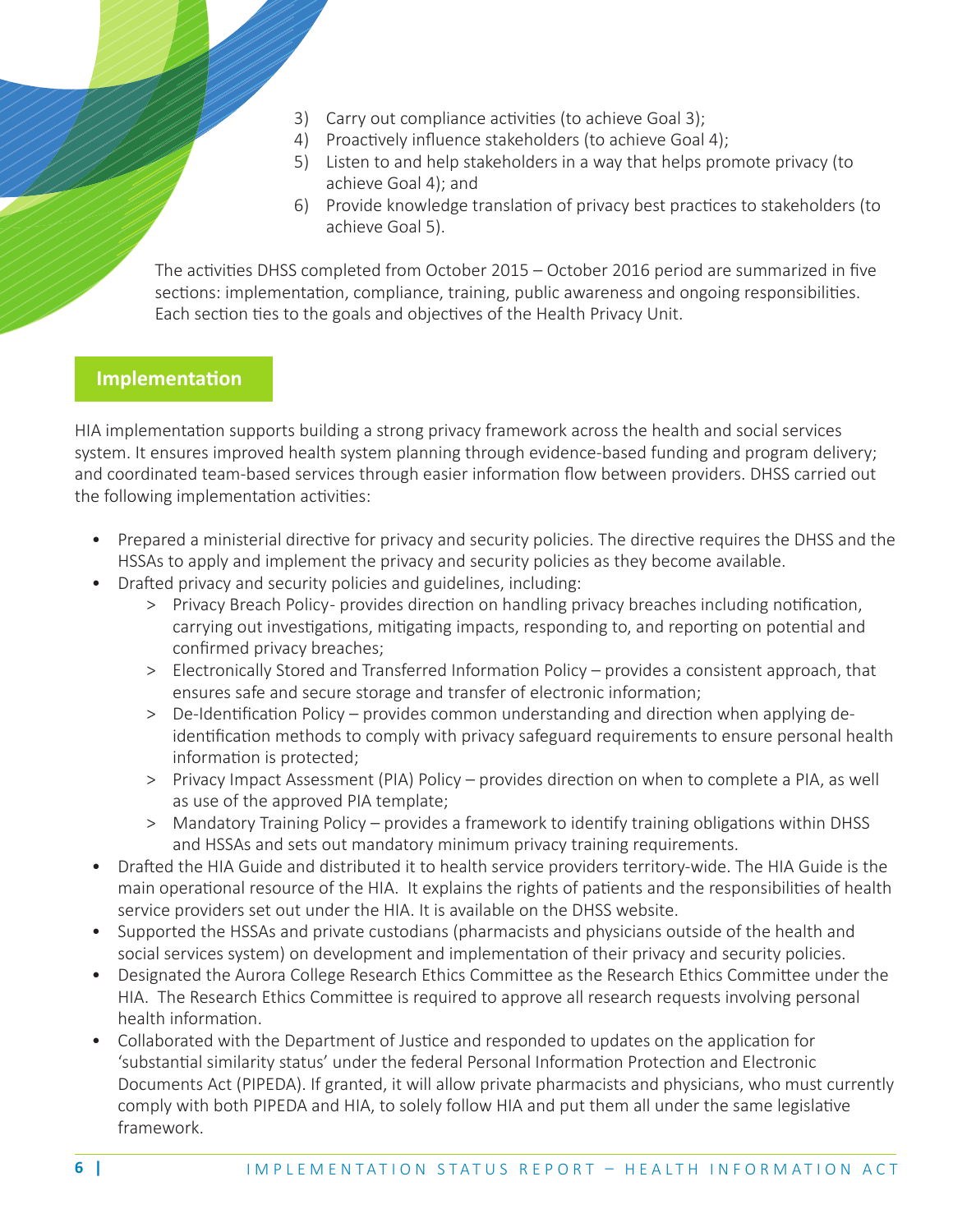3) Carry out compliance activities (to achieve Goal 3);
4) Proactively influence stakeholders (to achieve Goal 4);
5) Listen to and help stakeholders in a way that helps promote privacy (to achieve Goal 4); and
6) Provide knowledge translation of privacy best practices to stakeholders (to achieve Goal 5).

The activities DHSS completed from October 2015 – October 2016 period are summarized in five sections: implementation, compliance, training, public awareness and ongoing responsibilities. Each section ties to the goals and objectives of the Health Privacy Unit.

## Implementation

HIA implementation supports building a strong privacy framework across the health and social services system. It ensures improved health system planning through evidence-based funding and program delivery; and coordinated team-based services through easier information flow between providers. DHSS carried out the following implementation activities:

- Prepared a ministerial directive for privacy and security policies. The directive requires the DHSS and the HSSAs to apply and implement the privacy and security policies as they become available.
- Drafted privacy and security policies and guidelines, including:
  - Privacy Breach Policy- provides direction on handling privacy breaches including notification, carrying out investigations, mitigating impacts, responding to, and reporting on potential and confirmed privacy breaches;
  - Electronically Stored and Transferred Information Policy – provides a consistent approach, that ensures safe and secure storage and transfer of electronic information;
  - De-Identification Policy – provides common understanding and direction when applying de-identification methods to comply with privacy safeguard requirements to ensure personal health information is protected;
  - Privacy Impact Assessment (PIA) Policy – provides direction on when to complete a PIA, as well as use of the approved PIA template;
  - Mandatory Training Policy – provides a framework to identify training obligations within DHSS and HSSAs and sets out mandatory minimum privacy training requirements.
- Drafted the HIA Guide and distributed it to health service providers territory-wide. The HIA Guide is the main operational resource of the HIA. It explains the rights of patients and the responsibilities of health service providers set out under the HIA. It is available on the DHSS website.
- Supported the HSSAs and private custodians (pharmacists and physicians outside of the health and social services system) on development and implementation of their privacy and security policies.
- Designated the Aurora College Research Ethics Committee as the Research Ethics Committee under the HIA. The Research Ethics Committee is required to approve all research requests involving personal health information.
- Collaborated with the Department of Justice and responded to updates on the application for 'substantial similarity status' under the federal Personal Information Protection and Electronic Documents Act (PIPEDA). If granted, it will allow private pharmacists and physicians, who must currently comply with both PIPEDA and HIA, to solely follow HIA and put them all under the same legislative framework.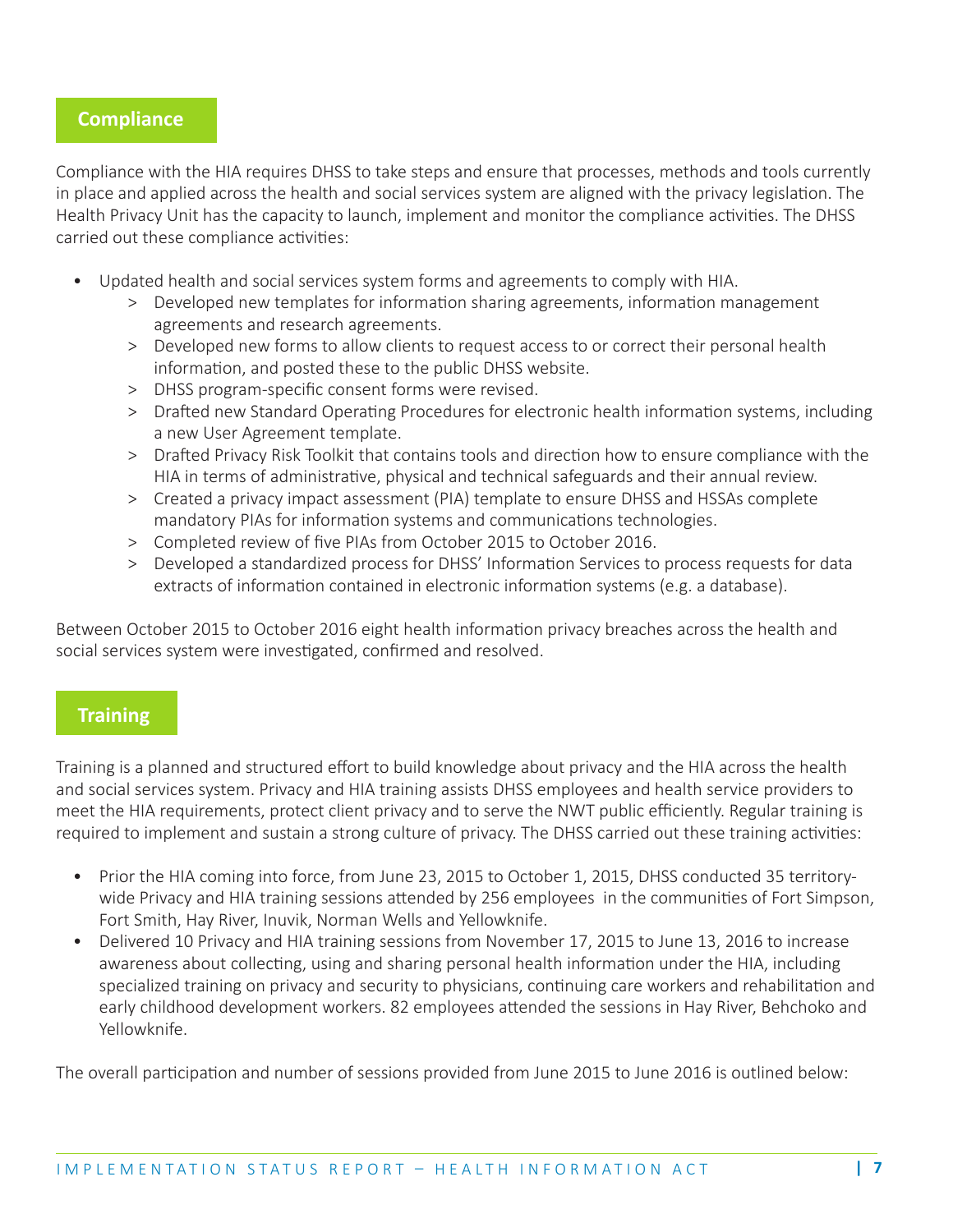## Compliance

Compliance with the HIA requires DHSS to take steps and ensure that processes, methods and tools currently in place and applied across the health and social services system are aligned with the privacy legislation. The Health Privacy Unit has the capacity to launch, implement and monitor the compliance activities. The DHSS carried out these compliance activities:

- Updated health and social services system forms and agreements to comply with HIA.
  - Developed new templates for information sharing agreements, information management agreements and research agreements.
  - Developed new forms to allow clients to request access to or correct their personal health information, and posted these to the public DHSS website.
  - DHSS program-specific consent forms were revised.
  - Drafted new Standard Operating Procedures for electronic health information systems, including a new User Agreement template.
  - Drafted Privacy Risk Toolkit that contains tools and direction how to ensure compliance with the HIA in terms of administrative, physical and technical safeguards and their annual review.
  - Created a privacy impact assessment (PIA) template to ensure DHSS and HSSAs complete mandatory PIAs for information systems and communications technologies.
  - Completed review of five PIAs from October 2015 to October 2016.
  - Developed a standardized process for DHSS' Information Services to process requests for data extracts of information contained in electronic information systems (e.g. a database).

Between October 2015 to October 2016 eight health information privacy breaches across the health and social services system were investigated, confirmed and resolved.

## Training

Training is a planned and structured effort to build knowledge about privacy and the HIA across the health and social services system. Privacy and HIA training assists DHSS employees and health service providers to meet the HIA requirements, protect client privacy and to serve the NWT public efficiently. Regular training is required to implement and sustain a strong culture of privacy. The DHSS carried out these training activities:

- Prior the HIA coming into force, from June 23, 2015 to October 1, 2015, DHSS conducted 35 territory-wide Privacy and HIA training sessions attended by 256 employees in the communities of Fort Simpson, Fort Smith, Hay River, Inuvik, Norman Wells and Yellowknife.
- Delivered 10 Privacy and HIA training sessions from November 17, 2015 to June 13, 2016 to increase awareness about collecting, using and sharing personal health information under the HIA, including specialized training on privacy and security to physicians, continuing care workers and rehabilitation and early childhood development workers. 82 employees attended the sessions in Hay River, Behchoko and Yellowknife.

The overall participation and number of sessions provided from June 2015 to June 2016 is outlined below: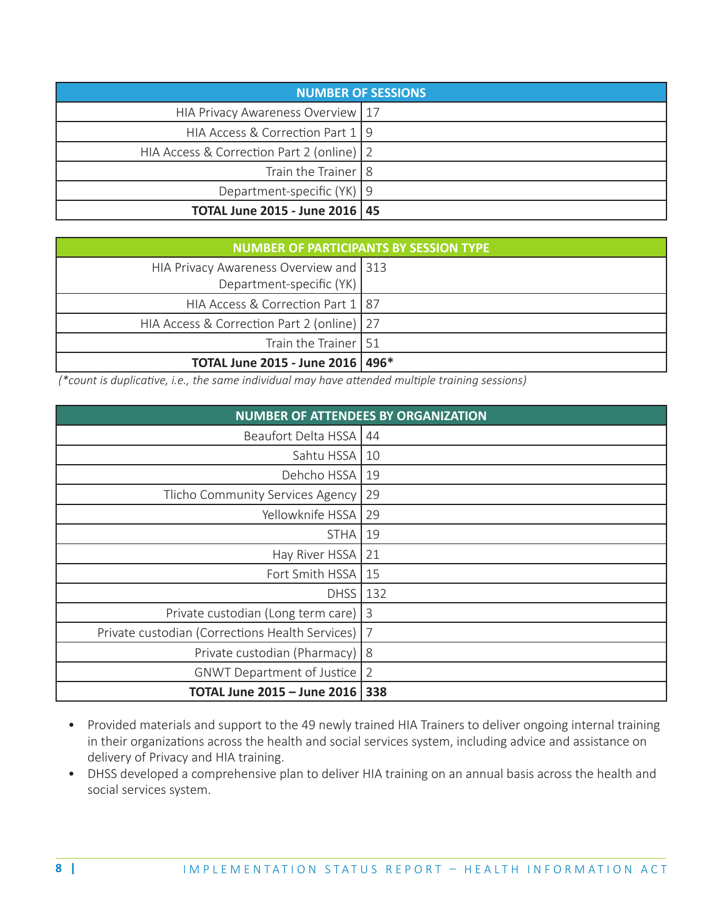| NUMBER OF SESSIONS | |
|---|---|
| HIA Privacy Awareness Overview | 17 |
| HIA Access & Correction Part 1 | 9 |
| HIA Access & Correction Part 2 (online) | 2 |
| Train the Trainer | 8 |
| Department-specific (YK) | 9 |
| **TOTAL June 2015 - June 2016** | **45** |

| NUMBER OF PARTICIPANTS BY SESSION TYPE | |
|---|---|
| HIA Privacy Awareness Overview and Department-specific (YK) | 313 |
| HIA Access & Correction Part 1 | 87 |
| HIA Access & Correction Part 2 (online) | 27 |
| Train the Trainer | 51 |
| **TOTAL June 2015 - June 2016** | **496*** |

*(*count is duplicative, i.e., the same individual may have attended multiple training sessions)*

| NUMBER OF ATTENDEES BY ORGANIZATION | |
|---|---|
| Beaufort Delta HSSA | 44 |
| Sahtu HSSA | 10 |
| Dehcho HSSA | 19 |
| Tlicho Community Services Agency | 29 |
| Yellowknife HSSA | 29 |
| STHA | 19 |
| Hay River HSSA | 21 |
| Fort Smith HSSA | 15 |
| DHSS | 132 |
| Private custodian (Long term care) | 3 |
| Private custodian (Corrections Health Services) | 7 |
| Private custodian (Pharmacy) | 8 |
| GNWT Department of Justice | 2 |
| **TOTAL June 2015 – June 2016** | **338** |

- Provided materials and support to the 49 newly trained HIA Trainers to deliver ongoing internal training in their organizations across the health and social services system, including advice and assistance on delivery of Privacy and HIA training.
- DHSS developed a comprehensive plan to deliver HIA training on an annual basis across the health and social services system.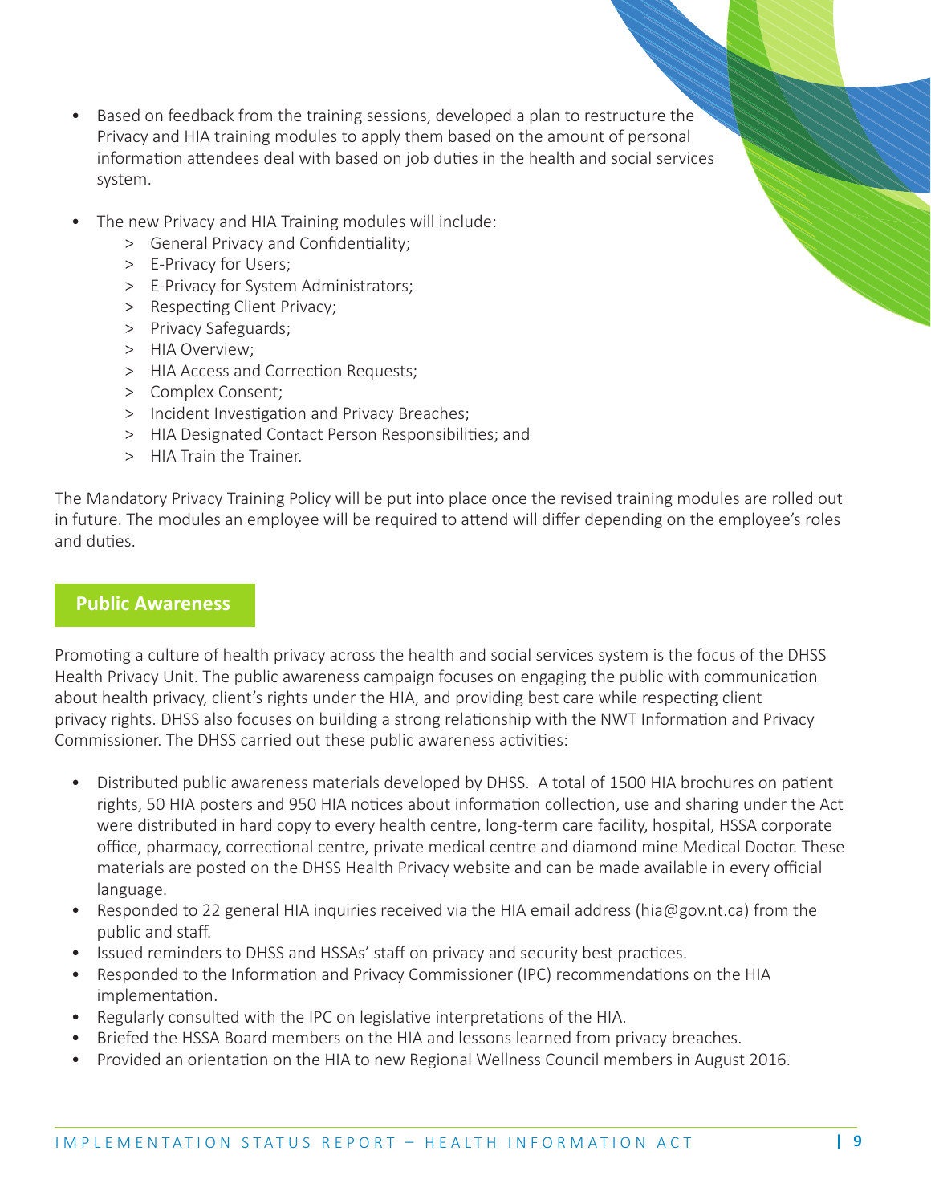- Based on feedback from the training sessions, developed a plan to restructure the Privacy and HIA training modules to apply them based on the amount of personal information attendees deal with based on job duties in the health and social services system.

- The new Privacy and HIA Training modules will include:
  - General Privacy and Confidentiality;
  - E-Privacy for Users;
  - E-Privacy for System Administrators;
  - Respecting Client Privacy;
  - Privacy Safeguards;
  - HIA Overview;
  - HIA Access and Correction Requests;
  - Complex Consent;
  - Incident Investigation and Privacy Breaches;
  - HIA Designated Contact Person Responsibilities; and
  - HIA Train the Trainer.

The Mandatory Privacy Training Policy will be put into place once the revised training modules are rolled out in future. The modules an employee will be required to attend will differ depending on the employee's roles and duties.

## Public Awareness

Promoting a culture of health privacy across the health and social services system is the focus of the DHSS Health Privacy Unit. The public awareness campaign focuses on engaging the public with communication about health privacy, client's rights under the HIA, and providing best care while respecting client privacy rights. DHSS also focuses on building a strong relationship with the NWT Information and Privacy Commissioner. The DHSS carried out these public awareness activities:

- Distributed public awareness materials developed by DHSS. A total of 1500 HIA brochures on patient rights, 50 HIA posters and 950 HIA notices about information collection, use and sharing under the Act were distributed in hard copy to every health centre, long-term care facility, hospital, HSSA corporate office, pharmacy, correctional centre, private medical centre and diamond mine Medical Doctor. These materials are posted on the DHSS Health Privacy website and can be made available in every official language.
- Responded to 22 general HIA inquiries received via the HIA email address (hia@gov.nt.ca) from the public and staff.
- Issued reminders to DHSS and HSSAs' staff on privacy and security best practices.
- Responded to the Information and Privacy Commissioner (IPC) recommendations on the HIA implementation.
- Regularly consulted with the IPC on legislative interpretations of the HIA.
- Briefed the HSSA Board members on the HIA and lessons learned from privacy breaches.
- Provided an orientation on the HIA to new Regional Wellness Council members in August 2016.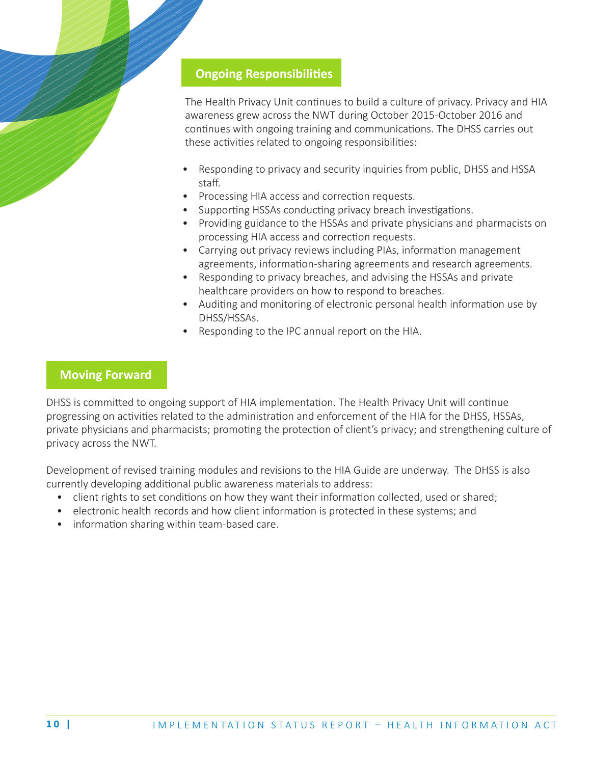## Ongoing Responsibilities

The Health Privacy Unit continues to build a culture of privacy. Privacy and HIA awareness grew across the NWT during October 2015-October 2016 and continues with ongoing training and communications. The DHSS carries out these activities related to ongoing responsibilities:

- Responding to privacy and security inquiries from public, DHSS and HSSA staff.
- Processing HIA access and correction requests.
- Supporting HSSAs conducting privacy breach investigations.
- Providing guidance to the HSSAs and private physicians and pharmacists on processing HIA access and correction requests.
- Carrying out privacy reviews including PIAs, information management agreements, information-sharing agreements and research agreements.
- Responding to privacy breaches, and advising the HSSAs and private healthcare providers on how to respond to breaches.
- Auditing and monitoring of electronic personal health information use by DHSS/HSSAs.
- Responding to the IPC annual report on the HIA.

## Moving Forward

DHSS is committed to ongoing support of HIA implementation. The Health Privacy Unit will continue progressing on activities related to the administration and enforcement of the HIA for the DHSS, HSSAs, private physicians and pharmacists; promoting the protection of client's privacy; and strengthening culture of privacy across the NWT.

Development of revised training modules and revisions to the HIA Guide are underway. The DHSS is also currently developing additional public awareness materials to address:

- client rights to set conditions on how they want their information collected, used or shared;
- electronic health records and how client information is protected in these systems; and
- information sharing within team-based care.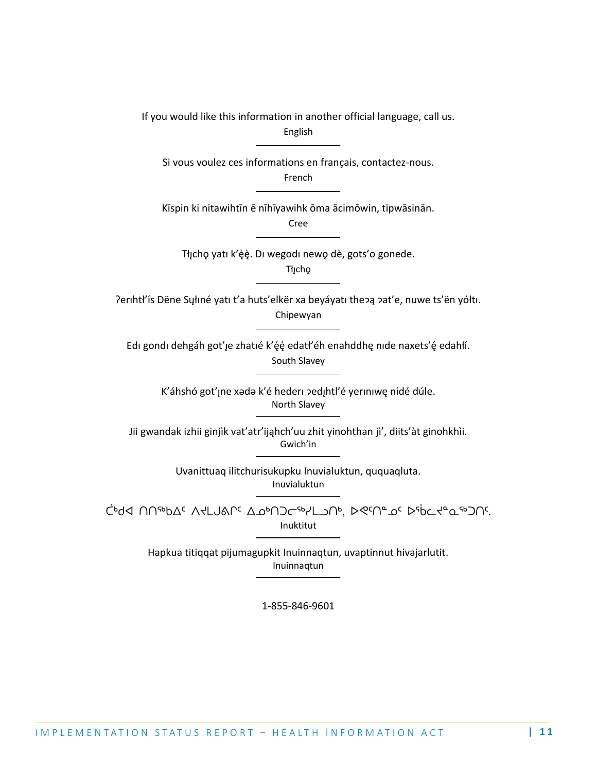If you would like this information in another official language, call us.
English

Si vous voulez ces informations en français, contactez-nous.
French

Kīspin ki nitawihtīn ē nīhīyawihk ōma ācimōwin, tipwāsinān.
Cree

Tłı̨chǫ yatı k'èę̀. Dı wegodı newǫ dè, gots'o gonede.
Tłı̨chǫ

ʔerıhtł'ís Dëne Sųłıné yatı t'a huts'elkër xa beyáyatı theɂą ɂat'e, nuwe ts'ën yółtı.
Chipewyan

Edı gondı dehgáh got'ı̨e zhatıé k'ę́ę́ edatł'éh enahddhę nıde naxets'ę́ edahłí.
South Slavey

K'áhshó got'ı̨ne xǝdǝ k'é hederı ɂedı̨htl'é yerınıwę nídé dúle.
North Slavey

Jii gwandak izhii ginjìk vat'atr'ijąhch'uu zhit yinohthan jì', diits'àt ginohkhìi.
Gwich'in

Uvanittuaq ilitchurisukupku Inuvialuktun, ququaqluta.
Inuvialuktun

ᑖᒃᑯᐊ ᑎᑎᕐᒃᑲᐃᑦ ᐱᔪᒪᒍᕕᒋᑦ ᐃᓄᒃᑎᑐᓕᕐᒃᓯᒪᓗᑎᒃ, ᐅᕙᑦᑎᓐᓄᑦ ᐅᕐᖃᓚᐅᓐᓇᕐᒃᑐᑎᑦ.
Inuktitut

Hapkua titiqqat pijumagupkit Inuinnaqtun, uvaptinnut hivajarlutit.
Inuinnaqtun

1-855-846-9601